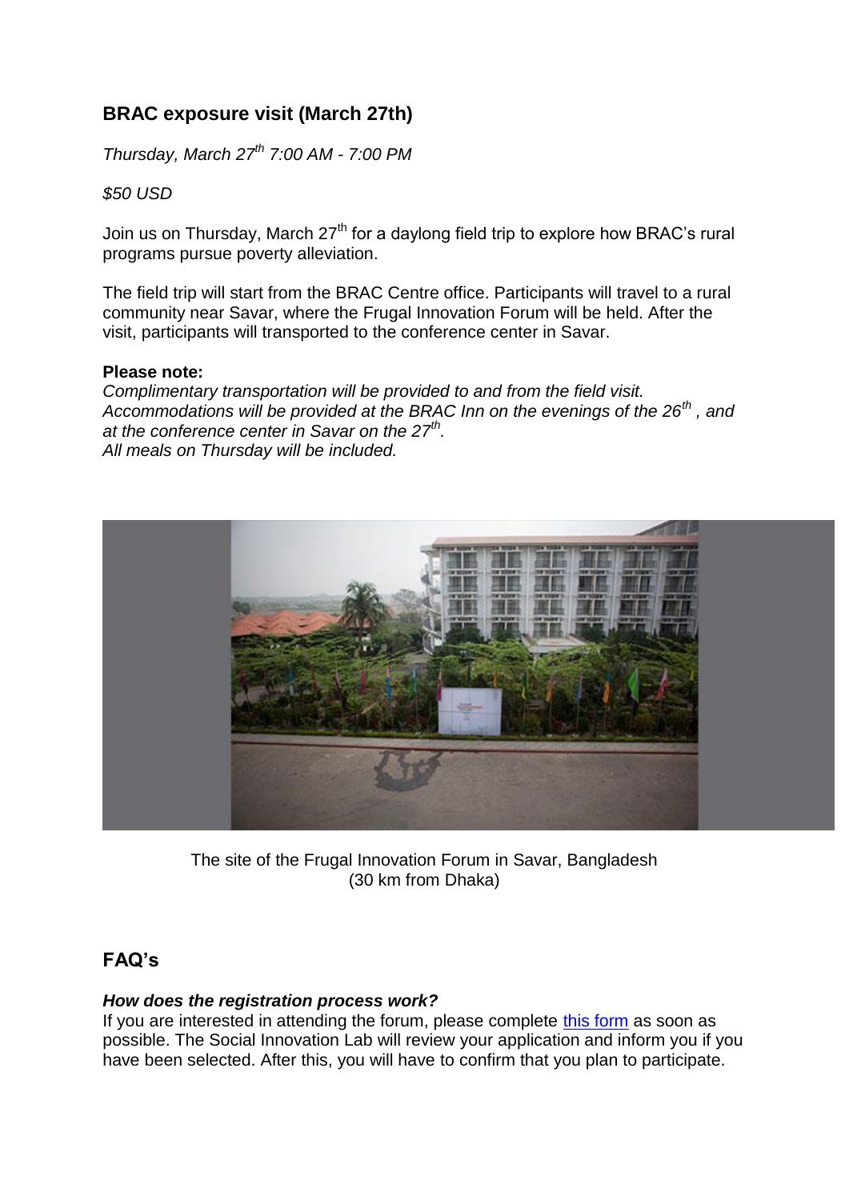## BRAC exposure visit (March 27th)

*Thursday, March 27th 7:00 AM - 7:00 PM*

*$50 USD*

Join us on Thursday, March 27th for a daylong field trip to explore how BRAC's rural programs pursue poverty alleviation.

The field trip will start from the BRAC Centre office. Participants will travel to a rural community near Savar, where the Frugal Innovation Forum will be held. After the visit, participants will transported to the conference center in Savar.

**Please note:**
*Complimentary transportation will be provided to and from the field visit.*
*Accommodations will be provided at the BRAC Inn on the evenings of the 26th , and at the conference center in Savar on the 27th.*
*All meals on Thursday will be included.*

The site of the Frugal Innovation Forum in Savar, Bangladesh
(30 km from Dhaka)

## FAQ's

***How does the registration process work?***
If you are interested in attending the forum, please complete this form as soon as possible. The Social Innovation Lab will review your application and inform you if you have been selected. After this, you will have to confirm that you plan to participate.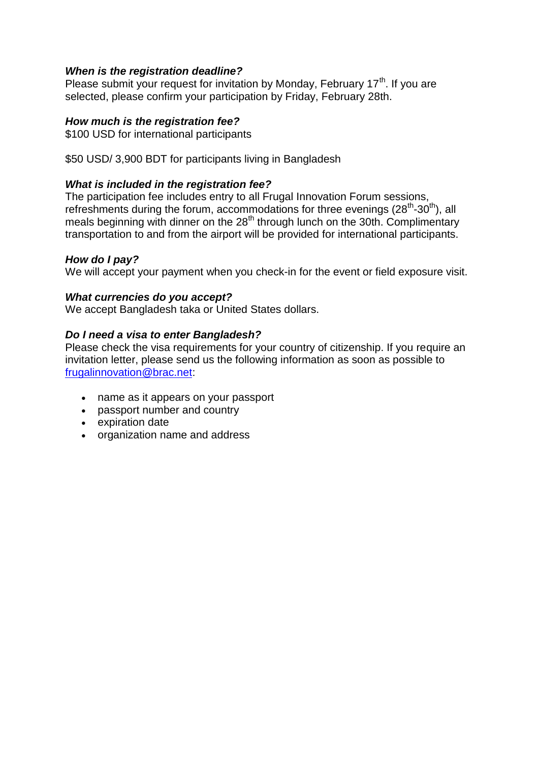### *When is the registration deadline?*

Please submit your request for invitation by Monday, February 17th. If you are selected, please confirm your participation by Friday, February 28th.

### *How much is the registration fee?*

$100 USD for international participants

$50 USD/ 3,900 BDT for participants living in Bangladesh

### *What is included in the registration fee?*

The participation fee includes entry to all Frugal Innovation Forum sessions, refreshments during the forum, accommodations for three evenings (28th-30th), all meals beginning with dinner on the 28th through lunch on the 30th. Complimentary transportation to and from the airport will be provided for international participants.

### *How do I pay?*

We will accept your payment when you check-in for the event or field exposure visit.

### *What currencies do you accept?*

We accept Bangladesh taka or United States dollars.

### *Do I need a visa to enter Bangladesh?*

Please check the visa requirements for your country of citizenship. If you require an invitation letter, please send us the following information as soon as possible to frugalinnovation@brac.net:

- name as it appears on your passport
- passport number and country
- expiration date
- organization name and address